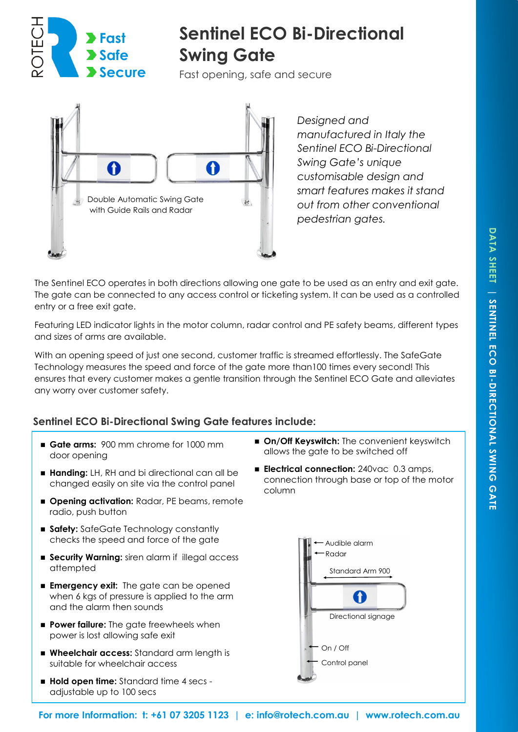ROTECH

Fast
Safe
Secure

# Sentinel ECO Bi-Directional Swing Gate

Fast opening, safe and secure

Double Automatic Swing Gate with Guide Rails and Radar

*Designed and manufactured in Italy the Sentinel ECO Bi-Directional Swing Gate's unique customisable design and smart features makes it stand out from other conventional pedestrian gates.*

The Sentinel ECO operates in both directions allowing one gate to be used as an entry and exit gate. The gate can be connected to any access control or ticketing system. It can be used as a controlled entry or a free exit gate.

Featuring LED indicator lights in the motor column, radar control and PE safety beams, different types and sizes of arms are available.

With an opening speed of just one second, customer traffic is streamed effortlessly. The SafeGate Technology measures the speed and force of the gate more than100 times every second! This ensures that every customer makes a gentle transition through the Sentinel ECO Gate and alleviates any worry over customer safety.

## Sentinel ECO Bi-Directional Swing Gate features include:

- **Gate arms:** 900 mm chrome for 1000 mm door opening
- **Handing:** LH, RH and bi directional can all be changed easily on site via the control panel
- **Opening activation:** Radar, PE beams, remote radio, push button
- **Safety:** SafeGate Technology constantly checks the speed and force of the gate
- **Security Warning:** siren alarm if illegal access attempted
- **Emergency exit:** The gate can be opened when 6 kgs of pressure is applied to the arm and the alarm then sounds
- **Power failure:** The gate freewheels when power is lost allowing safe exit
- **Wheelchair access:** Standard arm length is suitable for wheelchair access
- **Hold open time:** Standard time 4 secs - adjustable up to 100 secs
- **On/Off Keyswitch:** The convenient keyswitch allows the gate to be switched off
- **Electrical connection:** 240vac 0.3 amps, connection through base or top of the motor column

Audible alarm
Radar
Standard Arm 900
Directional signage
On / Off
Control panel

DATA SHEET | SENTINEL ECO BI-DIRECTIONAL SWING GATE

**For more Information: t: +61 07 3205 1123 | e: info@rotech.com.au | www.rotech.com.au**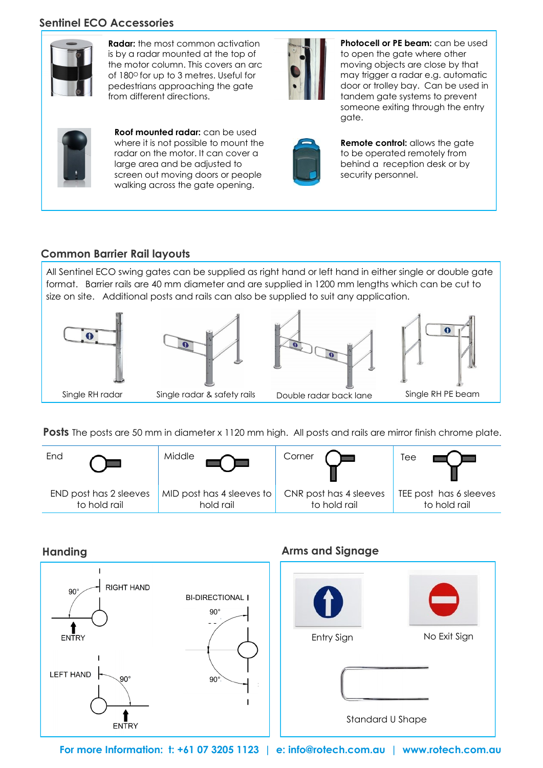## Sentinel ECO Accessories

**Radar:** the most common activation is by a radar mounted at the top of the motor column. This covers an arc of 180° for up to 3 metres. Useful for pedestrians approaching the gate from different directions.

**Photocell or PE beam:** can be used to open the gate where other moving objects are close by that may trigger a radar e.g. automatic door or trolley bay. Can be used in tandem gate systems to prevent someone exiting through the entry gate.

**Roof mounted radar:** can be used where it is not possible to mount the radar on the motor. It can cover a large area and be adjusted to screen out moving doors or people walking across the gate opening.

**Remote control:** allows the gate to be operated remotely from behind a reception desk or by security personnel.

## Common Barrier Rail layouts

All Sentinel ECO swing gates can be supplied as right hand or left hand in either single or double gate format. Barrier rails are 40 mm diameter and are supplied in 1200 mm lengths which can be cut to size on site. Additional posts and rails can also be supplied to suit any application.

Single RH radar

Single radar & safety rails

Double radar back lane

Single RH PE beam

**Posts** The posts are 50 mm in diameter x 1120 mm high. All posts and rails are mirror finish chrome plate.

| End | Middle | Corner | Tee |
|---|---|---|---|
| END post has 2 sleeves to hold rail | MID post has 4 sleeves to hold rail | CNR post has 4 sleeves to hold rail | TEE post has 6 sleeves to hold rail |

## Handing

RIGHT HAND 90° ENTRY

LEFT HAND 90° ENTRY

BI-DIRECTIONAL 90° 90°

## Arms and Signage

Entry Sign

No Exit Sign

Standard U Shape

**For more Information: t: +61 07 3205 1123 | e: info@rotech.com.au | www.rotech.com.au**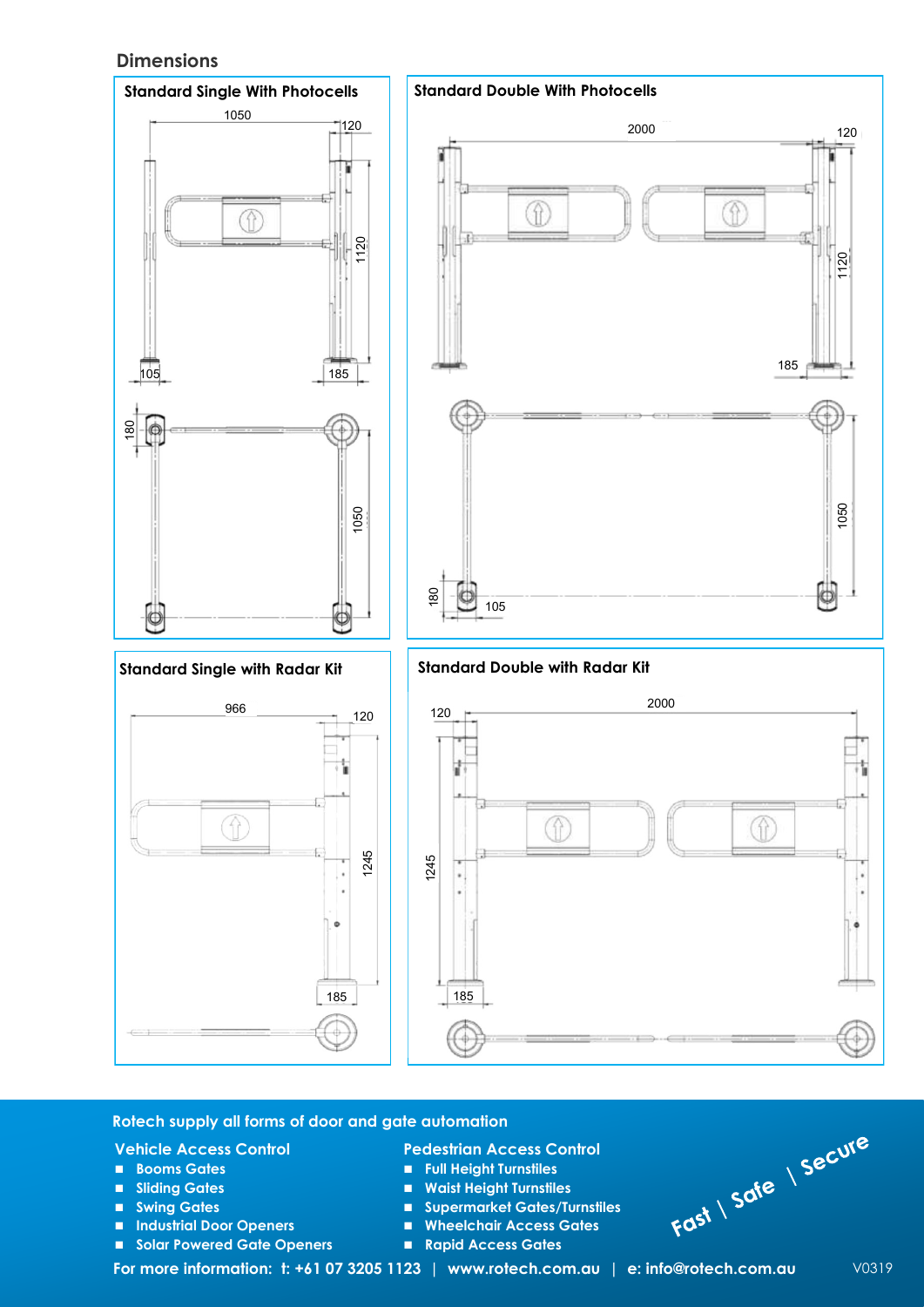## Dimensions

### Standard Single With Photocells

1050
120
1120
105
185
180
1050

### Standard Double With Photocells

2000
120
1120
185
1050
180
105

### Standard Single with Radar Kit

966
120
1245
185

### Standard Double with Radar Kit

120
2000
1245
185

**Rotech supply all forms of door and gate automation**

**Vehicle Access Control**

- Booms Gates
- Sliding Gates
- Swing Gates
- Industrial Door Openers
- Solar Powered Gate Openers

**Pedestrian Access Control**

- Full Height Turnstiles
- Waist Height Turnstiles
- Supermarket Gates/Turnstiles
- Wheelchair Access Gates
- Rapid Access Gates

*Fast | Safe | Secure*

**For more information: t: +61 07 3205 1123 | www.rotech.com.au | e: info@rotech.com.au**

V0319